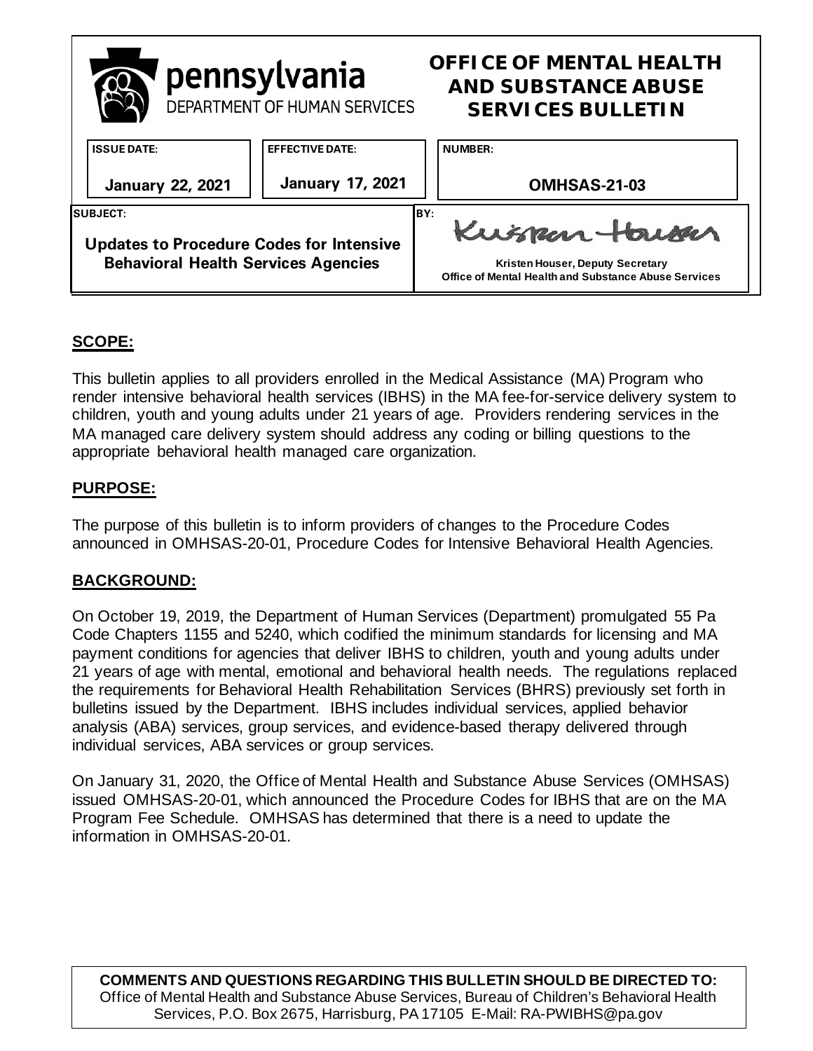pennsylvania
DEPARTMENT OF HUMAN SERVICES

# OFFICE OF MENTAL HEALTH AND SUBSTANCE ABUSE SERVICES BULLETIN

| ISSUE DATE: | EFFECTIVE DATE: | NUMBER: |
|---|---|---|
| January 22, 2021 | January 17, 2021 | OMHSAS-21-03 |

| SUBJECT: | BY: |
|---|---|
| Updates to Procedure Codes for Intensive Behavioral Health Services Agencies | Kristen Houser, Deputy Secretary<br>Office of Mental Health and Substance Abuse Services |

## SCOPE:

This bulletin applies to all providers enrolled in the Medical Assistance (MA) Program who render intensive behavioral health services (IBHS) in the MA fee-for-service delivery system to children, youth and young adults under 21 years of age. Providers rendering services in the MA managed care delivery system should address any coding or billing questions to the appropriate behavioral health managed care organization.

## PURPOSE:

The purpose of this bulletin is to inform providers of changes to the Procedure Codes announced in OMHSAS-20-01, Procedure Codes for Intensive Behavioral Health Agencies.

## BACKGROUND:

On October 19, 2019, the Department of Human Services (Department) promulgated 55 Pa Code Chapters 1155 and 5240, which codified the minimum standards for licensing and MA payment conditions for agencies that deliver IBHS to children, youth and young adults under 21 years of age with mental, emotional and behavioral health needs. The regulations replaced the requirements for Behavioral Health Rehabilitation Services (BHRS) previously set forth in bulletins issued by the Department. IBHS includes individual services, applied behavior analysis (ABA) services, group services, and evidence-based therapy delivered through individual services, ABA services or group services.

On January 31, 2020, the Office of Mental Health and Substance Abuse Services (OMHSAS) issued OMHSAS-20-01, which announced the Procedure Codes for IBHS that are on the MA Program Fee Schedule. OMHSAS has determined that there is a need to update the information in OMHSAS-20-01.

**COMMENTS AND QUESTIONS REGARDING THIS BULLETIN SHOULD BE DIRECTED TO:**
Office of Mental Health and Substance Abuse Services, Bureau of Children's Behavioral Health Services, P.O. Box 2675, Harrisburg, PA 17105 E-Mail: RA-PWIBHS@pa.gov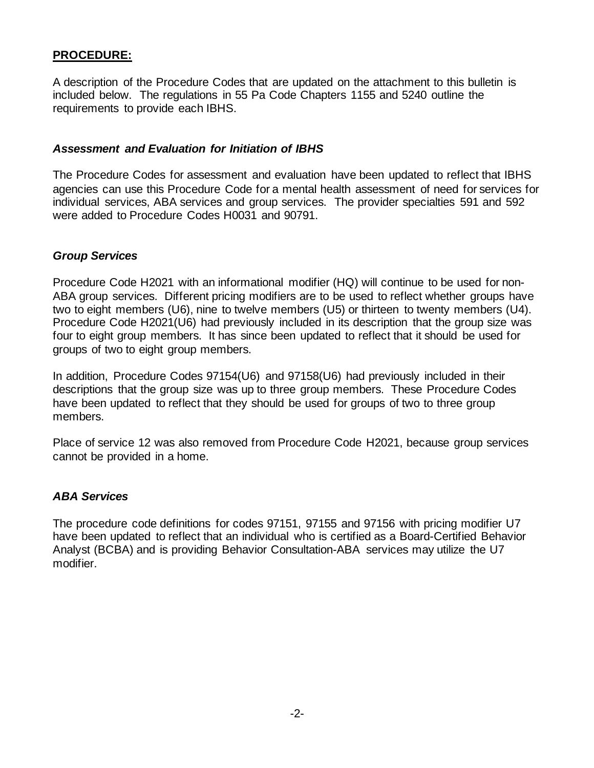## **PROCEDURE:**

A description of the Procedure Codes that are updated on the attachment to this bulletin is included below. The regulations in 55 Pa Code Chapters 1155 and 5240 outline the requirements to provide each IBHS.

### ***Assessment and Evaluation for Initiation of IBHS***

The Procedure Codes for assessment and evaluation have been updated to reflect that IBHS agencies can use this Procedure Code for a mental health assessment of need for services for individual services, ABA services and group services. The provider specialties 591 and 592 were added to Procedure Codes H0031 and 90791.

### ***Group Services***

Procedure Code H2021 with an informational modifier (HQ) will continue to be used for non-ABA group services. Different pricing modifiers are to be used to reflect whether groups have two to eight members (U6), nine to twelve members (U5) or thirteen to twenty members (U4). Procedure Code H2021(U6) had previously included in its description that the group size was four to eight group members. It has since been updated to reflect that it should be used for groups of two to eight group members.

In addition, Procedure Codes 97154(U6) and 97158(U6) had previously included in their descriptions that the group size was up to three group members. These Procedure Codes have been updated to reflect that they should be used for groups of two to three group members.

Place of service 12 was also removed from Procedure Code H2021, because group services cannot be provided in a home.

### ***ABA Services***

The procedure code definitions for codes 97151, 97155 and 97156 with pricing modifier U7 have been updated to reflect that an individual who is certified as a Board-Certified Behavior Analyst (BCBA) and is providing Behavior Consultation-ABA services may utilize the U7 modifier.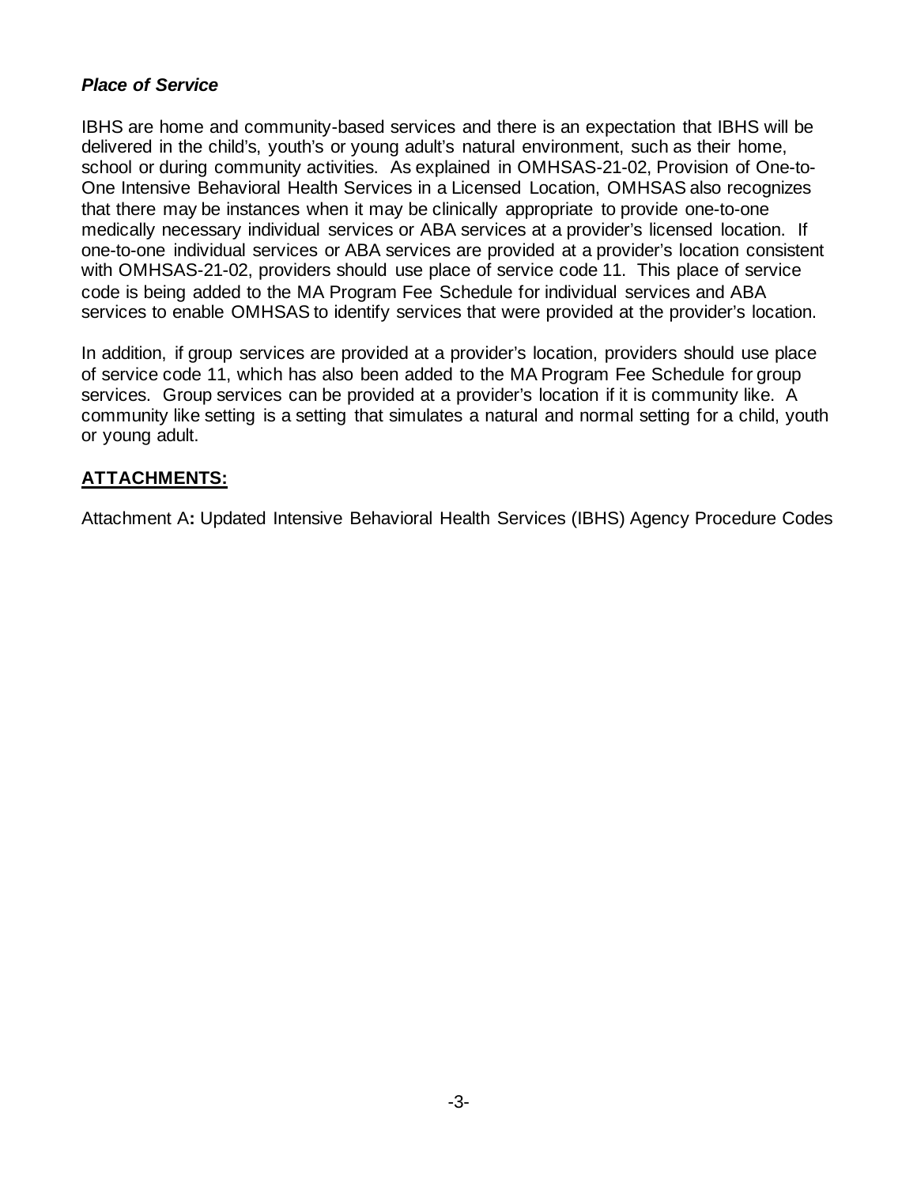***Place of Service***

IBHS are home and community-based services and there is an expectation that IBHS will be delivered in the child's, youth's or young adult's natural environment, such as their home, school or during community activities. As explained in OMHSAS-21-02, Provision of One-to-One Intensive Behavioral Health Services in a Licensed Location, OMHSAS also recognizes that there may be instances when it may be clinically appropriate to provide one-to-one medically necessary individual services or ABA services at a provider's licensed location. If one-to-one individual services or ABA services are provided at a provider's location consistent with OMHSAS-21-02, providers should use place of service code 11. This place of service code is being added to the MA Program Fee Schedule for individual services and ABA services to enable OMHSAS to identify services that were provided at the provider's location.

In addition, if group services are provided at a provider's location, providers should use place of service code 11, which has also been added to the MA Program Fee Schedule for group services. Group services can be provided at a provider's location if it is community like. A community like setting is a setting that simulates a natural and normal setting for a child, youth or young adult.

## ATTACHMENTS:

Attachment A**:** Updated Intensive Behavioral Health Services (IBHS) Agency Procedure Codes